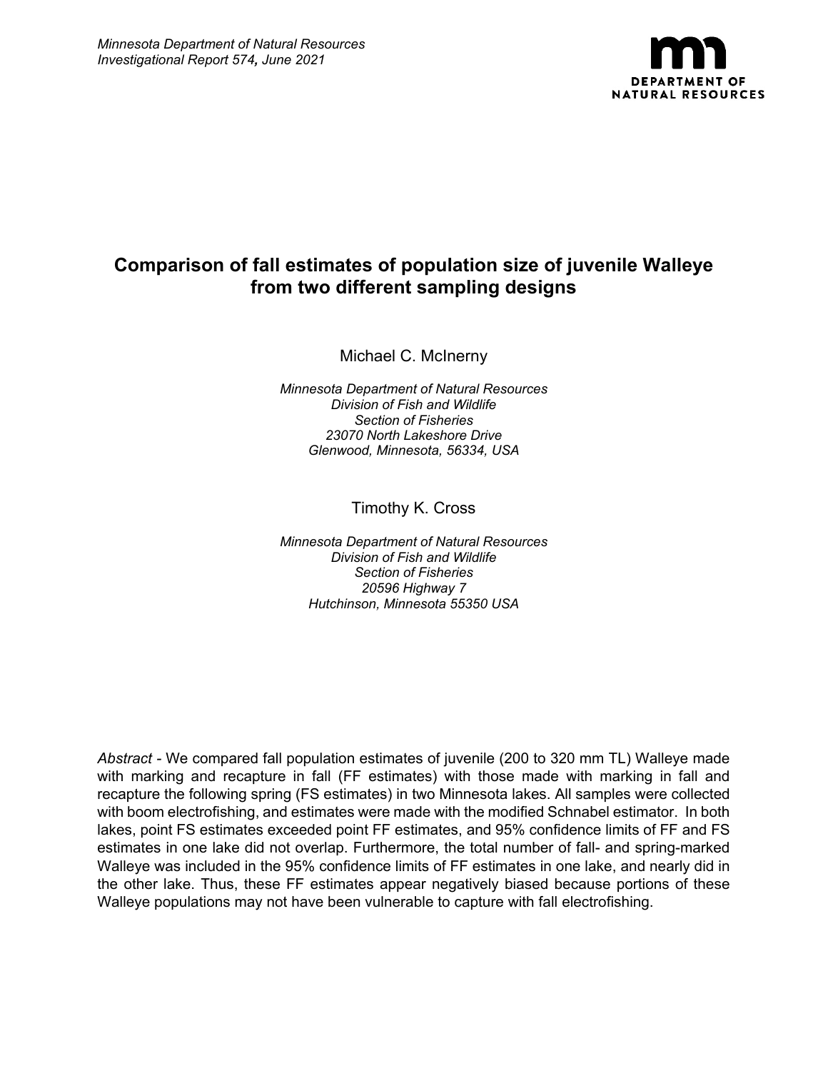*Minnesota Department of Natural Resources*
*Investigational Report 574, June 2021*

DEPARTMENT OF NATURAL RESOURCES

# Comparison of fall estimates of population size of juvenile Walleye from two different sampling designs

Michael C. McInerny

*Minnesota Department of Natural Resources*
*Division of Fish and Wildlife*
*Section of Fisheries*
*23070 North Lakeshore Drive*
*Glenwood, Minnesota, 56334, USA*

Timothy K. Cross

*Minnesota Department of Natural Resources*
*Division of Fish and Wildlife*
*Section of Fisheries*
*20596 Highway 7*
*Hutchinson, Minnesota 55350 USA*

*Abstract* - We compared fall population estimates of juvenile (200 to 320 mm TL) Walleye made with marking and recapture in fall (FF estimates) with those made with marking in fall and recapture the following spring (FS estimates) in two Minnesota lakes. All samples were collected with boom electrofishing, and estimates were made with the modified Schnabel estimator. In both lakes, point FS estimates exceeded point FF estimates, and 95% confidence limits of FF and FS estimates in one lake did not overlap. Furthermore, the total number of fall- and spring-marked Walleye was included in the 95% confidence limits of FF estimates in one lake, and nearly did in the other lake. Thus, these FF estimates appear negatively biased because portions of these Walleye populations may not have been vulnerable to capture with fall electrofishing.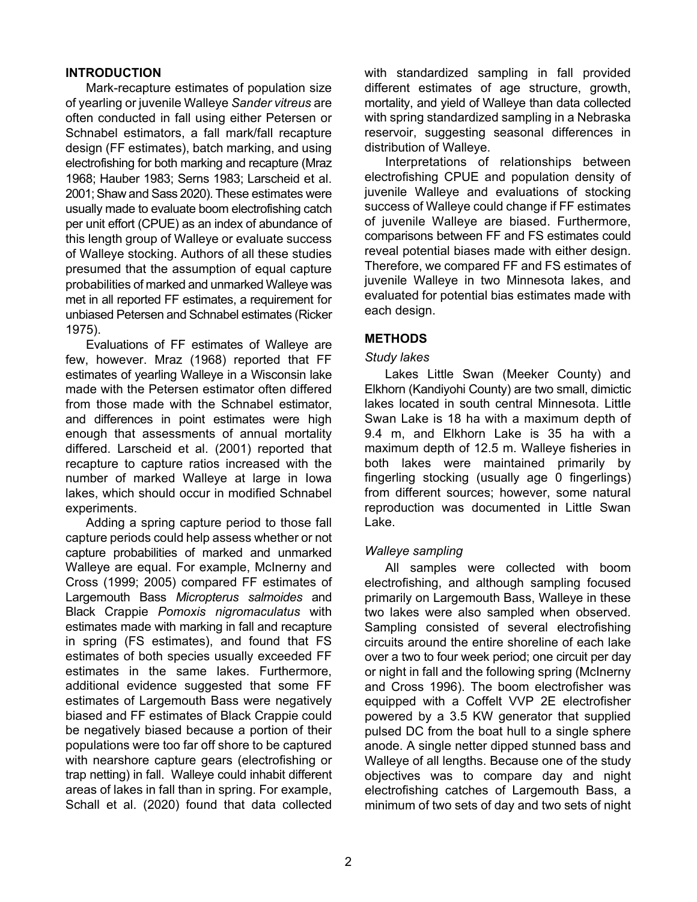## INTRODUCTION

Mark-recapture estimates of population size of yearling or juvenile Walleye *Sander vitreus* are often conducted in fall using either Petersen or Schnabel estimators, a fall mark/fall recapture design (FF estimates), batch marking, and using electrofishing for both marking and recapture (Mraz 1968; Hauber 1983; Serns 1983; Larscheid et al. 2001; Shaw and Sass 2020). These estimates were usually made to evaluate boom electrofishing catch per unit effort (CPUE) as an index of abundance of this length group of Walleye or evaluate success of Walleye stocking. Authors of all these studies presumed that the assumption of equal capture probabilities of marked and unmarked Walleye was met in all reported FF estimates, a requirement for unbiased Petersen and Schnabel estimates (Ricker 1975).

Evaluations of FF estimates of Walleye are few, however. Mraz (1968) reported that FF estimates of yearling Walleye in a Wisconsin lake made with the Petersen estimator often differed from those made with the Schnabel estimator, and differences in point estimates were high enough that assessments of annual mortality differed. Larscheid et al. (2001) reported that recapture to capture ratios increased with the number of marked Walleye at large in Iowa lakes, which should occur in modified Schnabel experiments.

Adding a spring capture period to those fall capture periods could help assess whether or not capture probabilities of marked and unmarked Walleye are equal. For example, McInerny and Cross (1999; 2005) compared FF estimates of Largemouth Bass *Micropterus salmoides* and Black Crappie *Pomoxis nigromaculatus* with estimates made with marking in fall and recapture in spring (FS estimates), and found that FS estimates of both species usually exceeded FF estimates in the same lakes. Furthermore, additional evidence suggested that some FF estimates of Largemouth Bass were negatively biased and FF estimates of Black Crappie could be negatively biased because a portion of their populations were too far off shore to be captured with nearshore capture gears (electrofishing or trap netting) in fall. Walleye could inhabit different areas of lakes in fall than in spring. For example, Schall et al. (2020) found that data collected with standardized sampling in fall provided different estimates of age structure, growth, mortality, and yield of Walleye than data collected with spring standardized sampling in a Nebraska reservoir, suggesting seasonal differences in distribution of Walleye.

Interpretations of relationships between electrofishing CPUE and population density of juvenile Walleye and evaluations of stocking success of Walleye could change if FF estimates of juvenile Walleye are biased. Furthermore, comparisons between FF and FS estimates could reveal potential biases made with either design. Therefore, we compared FF and FS estimates of juvenile Walleye in two Minnesota lakes, and evaluated for potential bias estimates made with each design.

## METHODS

### *Study lakes*

Lakes Little Swan (Meeker County) and Elkhorn (Kandiyohi County) are two small, dimictic lakes located in south central Minnesota. Little Swan Lake is 18 ha with a maximum depth of 9.4 m, and Elkhorn Lake is 35 ha with a maximum depth of 12.5 m. Walleye fisheries in both lakes were maintained primarily by fingerling stocking (usually age 0 fingerlings) from different sources; however, some natural reproduction was documented in Little Swan Lake.

### *Walleye sampling*

All samples were collected with boom electrofishing, and although sampling focused primarily on Largemouth Bass, Walleye in these two lakes were also sampled when observed. Sampling consisted of several electrofishing circuits around the entire shoreline of each lake over a two to four week period; one circuit per day or night in fall and the following spring (McInerny and Cross 1996). The boom electrofisher was equipped with a Coffelt VVP 2E electrofisher powered by a 3.5 KW generator that supplied pulsed DC from the boat hull to a single sphere anode. A single netter dipped stunned bass and Walleye of all lengths. Because one of the study objectives was to compare day and night electrofishing catches of Largemouth Bass, a minimum of two sets of day and two sets of night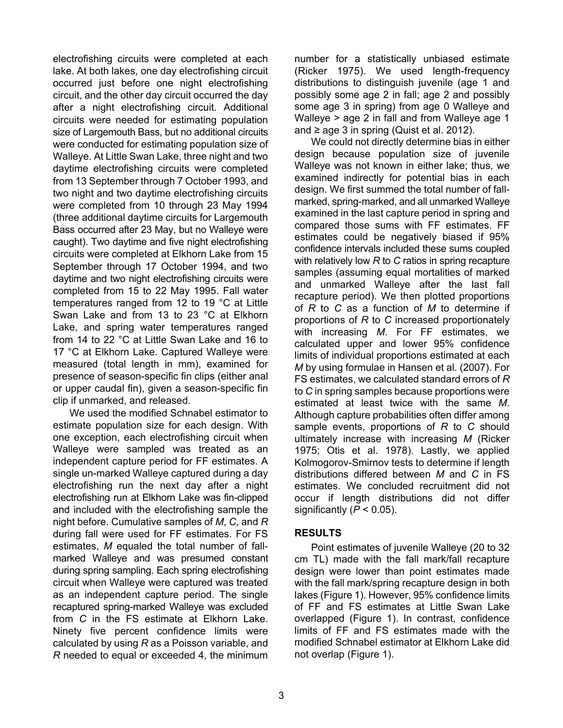electrofishing circuits were completed at each lake. At both lakes, one day electrofishing circuit occurred just before one night electrofishing circuit, and the other day circuit occurred the day after a night electrofishing circuit. Additional circuits were needed for estimating population size of Largemouth Bass, but no additional circuits were conducted for estimating population size of Walleye. At Little Swan Lake, three night and two daytime electrofishing circuits were completed from 13 September through 7 October 1993, and two night and two daytime electrofishing circuits were completed from 10 through 23 May 1994 (three additional daytime circuits for Largemouth Bass occurred after 23 May, but no Walleye were caught). Two daytime and five night electrofishing circuits were completed at Elkhorn Lake from 15 September through 17 October 1994, and two daytime and two night electrofishing circuits were completed from 15 to 22 May 1995. Fall water temperatures ranged from 12 to 19 °C at Little Swan Lake and from 13 to 23 °C at Elkhorn Lake, and spring water temperatures ranged from 14 to 22 °C at Little Swan Lake and 16 to 17 °C at Elkhorn Lake. Captured Walleye were measured (total length in mm), examined for presence of season-specific fin clips (either anal or upper caudal fin), given a season-specific fin clip if unmarked, and released.

We used the modified Schnabel estimator to estimate population size for each design. With one exception, each electrofishing circuit when Walleye were sampled was treated as an independent capture period for FF estimates. A single un-marked Walleye captured during a day electrofishing run the next day after a night electrofishing run at Elkhorn Lake was fin-clipped and included with the electrofishing sample the night before. Cumulative samples of *M*, *C*, and *R* during fall were used for FF estimates. For FS estimates, *M* equaled the total number of fall-marked Walleye and was presumed constant during spring sampling. Each spring electrofishing circuit when Walleye were captured was treated as an independent capture period. The single recaptured spring-marked Walleye was excluded from *C* in the FS estimate at Elkhorn Lake. Ninety five percent confidence limits were calculated by using *R* as a Poisson variable, and *R* needed to equal or exceeded 4, the minimum number for a statistically unbiased estimate (Ricker 1975). We used length-frequency distributions to distinguish juvenile (age 1 and possibly some age 2 in fall; age 2 and possibly some age 3 in spring) from age 0 Walleye and Walleye > age 2 in fall and from Walleye age 1 and ≥ age 3 in spring (Quist et al. 2012).

We could not directly determine bias in either design because population size of juvenile Walleye was not known in either lake; thus, we examined indirectly for potential bias in each design. We first summed the total number of fall-marked, spring-marked, and all unmarked Walleye examined in the last capture period in spring and compared those sums with FF estimates. FF estimates could be negatively biased if 95% confidence intervals included these sums coupled with relatively low *R* to *C* ratios in spring recapture samples (assuming equal mortalities of marked and unmarked Walleye after the last fall recapture period). We then plotted proportions of *R* to *C* as a function of *M* to determine if proportions of *R* to *C* increased proportionately with increasing *M*. For FF estimates, we calculated upper and lower 95% confidence limits of individual proportions estimated at each *M* by using formulae in Hansen et al. (2007). For FS estimates, we calculated standard errors of *R* to *C* in spring samples because proportions were estimated at least twice with the same *M*. Although capture probabilities often differ among sample events, proportions of *R* to *C* should ultimately increase with increasing *M* (Ricker 1975; Otis et al. 1978). Lastly, we applied Kolmogorov-Smirnov tests to determine if length distributions differed between *M* and *C* in FS estimates. We concluded recruitment did not occur if length distributions did not differ significantly ($P < 0.05$).

## RESULTS

Point estimates of juvenile Walleye (20 to 32 cm TL) made with the fall mark/fall recapture design were lower than point estimates made with the fall mark/spring recapture design in both lakes (Figure 1). However, 95% confidence limits of FF and FS estimates at Little Swan Lake overlapped (Figure 1). In contrast, confidence limits of FF and FS estimates made with the modified Schnabel estimator at Elkhorn Lake did not overlap (Figure 1).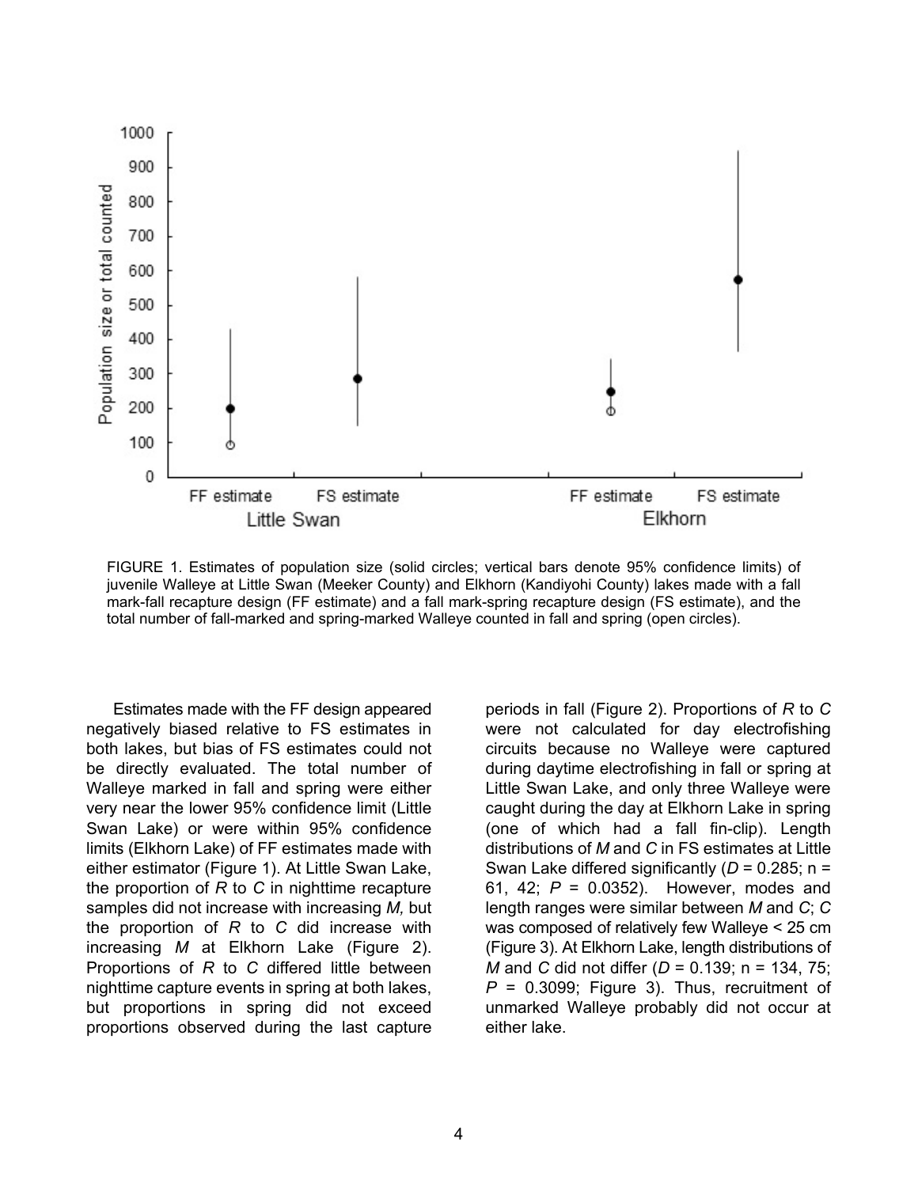FIGURE 1. Estimates of population size (solid circles; vertical bars denote 95% confidence limits) of juvenile Walleye at Little Swan (Meeker County) and Elkhorn (Kandiyohi County) lakes made with a fall mark-fall recapture design (FF estimate) and a fall mark-spring recapture design (FS estimate), and the total number of fall-marked and spring-marked Walleye counted in fall and spring (open circles).

Estimates made with the FF design appeared negatively biased relative to FS estimates in both lakes, but bias of FS estimates could not be directly evaluated. The total number of Walleye marked in fall and spring were either very near the lower 95% confidence limit (Little Swan Lake) or were within 95% confidence limits (Elkhorn Lake) of FF estimates made with either estimator (Figure 1). At Little Swan Lake, the proportion of $R$ to $C$ in nighttime recapture samples did not increase with increasing $M$, but the proportion of $R$ to $C$ did increase with increasing $M$ at Elkhorn Lake (Figure 2). Proportions of $R$ to $C$ differed little between nighttime capture events in spring at both lakes, but proportions in spring did not exceed proportions observed during the last capture periods in fall (Figure 2). Proportions of $R$ to $C$ were not calculated for day electrofishing circuits because no Walleye were captured during daytime electrofishing in fall or spring at Little Swan Lake, and only three Walleye were caught during the day at Elkhorn Lake in spring (one of which had a fall fin-clip). Length distributions of $M$ and $C$ in FS estimates at Little Swan Lake differed significantly ($D = 0.285$; n = 61, 42; $P = 0.0352$). However, modes and length ranges were similar between $M$ and $C$; $C$ was composed of relatively few Walleye < 25 cm (Figure 3). At Elkhorn Lake, length distributions of $M$ and $C$ did not differ ($D = 0.139$; n = 134, 75; $P = 0.3099$; Figure 3). Thus, recruitment of unmarked Walleye probably did not occur at either lake.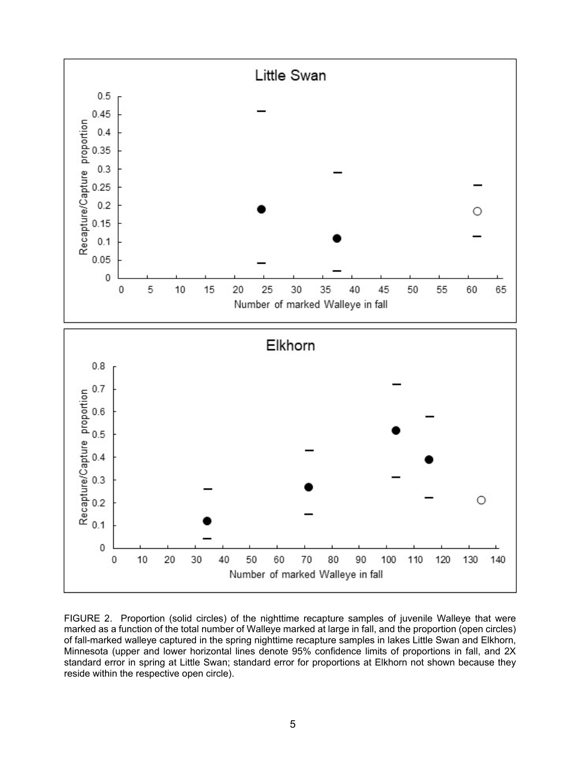FIGURE 2. Proportion (solid circles) of the nighttime recapture samples of juvenile Walleye that were marked as a function of the total number of Walleye marked at large in fall, and the proportion (open circles) of fall-marked walleye captured in the spring nighttime recapture samples in lakes Little Swan and Elkhorn, Minnesota (upper and lower horizontal lines denote 95% confidence limits of proportions in fall, and 2X standard error in spring at Little Swan; standard error for proportions at Elkhorn not shown because they reside within the respective open circle).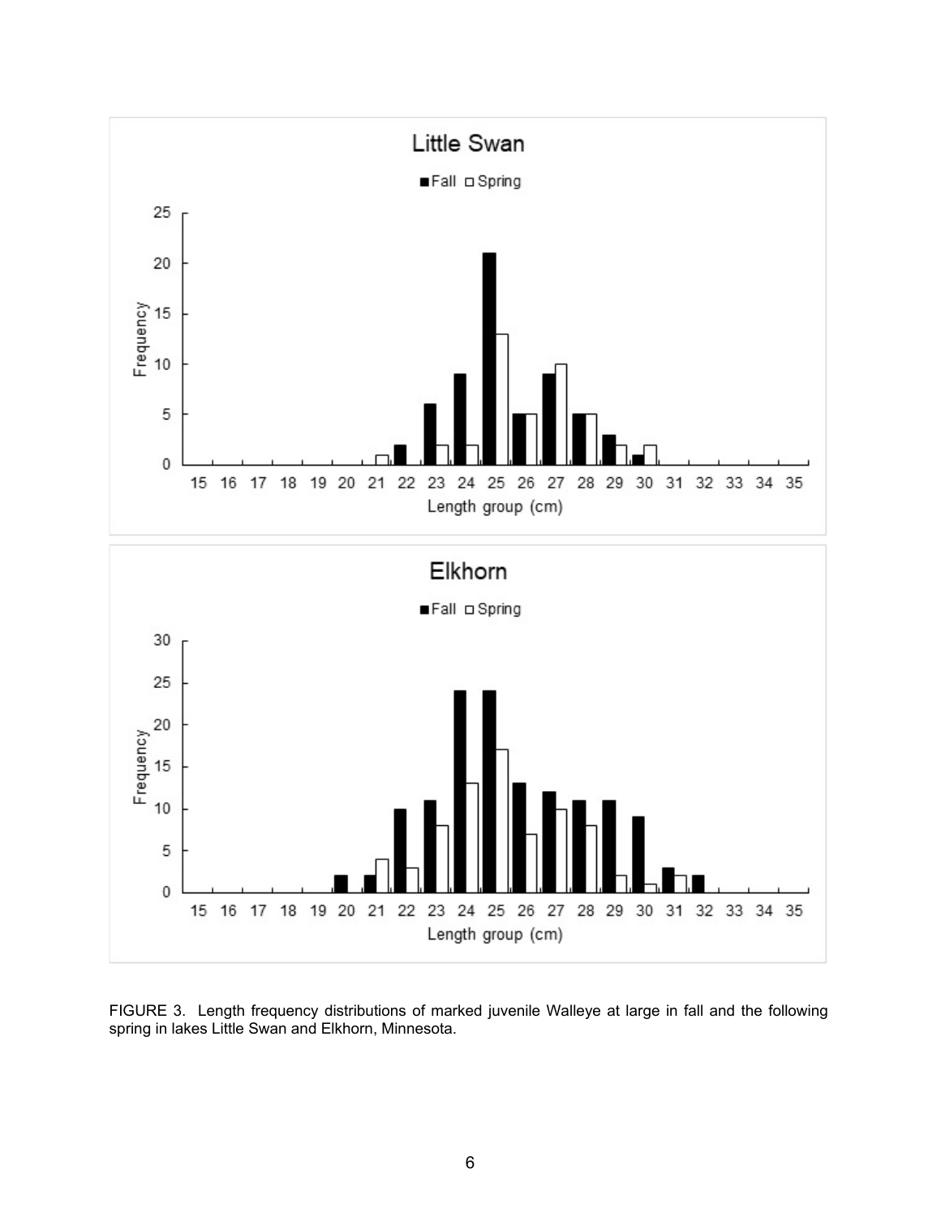FIGURE 3. Length frequency distributions of marked juvenile Walleye at large in fall and the following spring in lakes Little Swan and Elkhorn, Minnesota.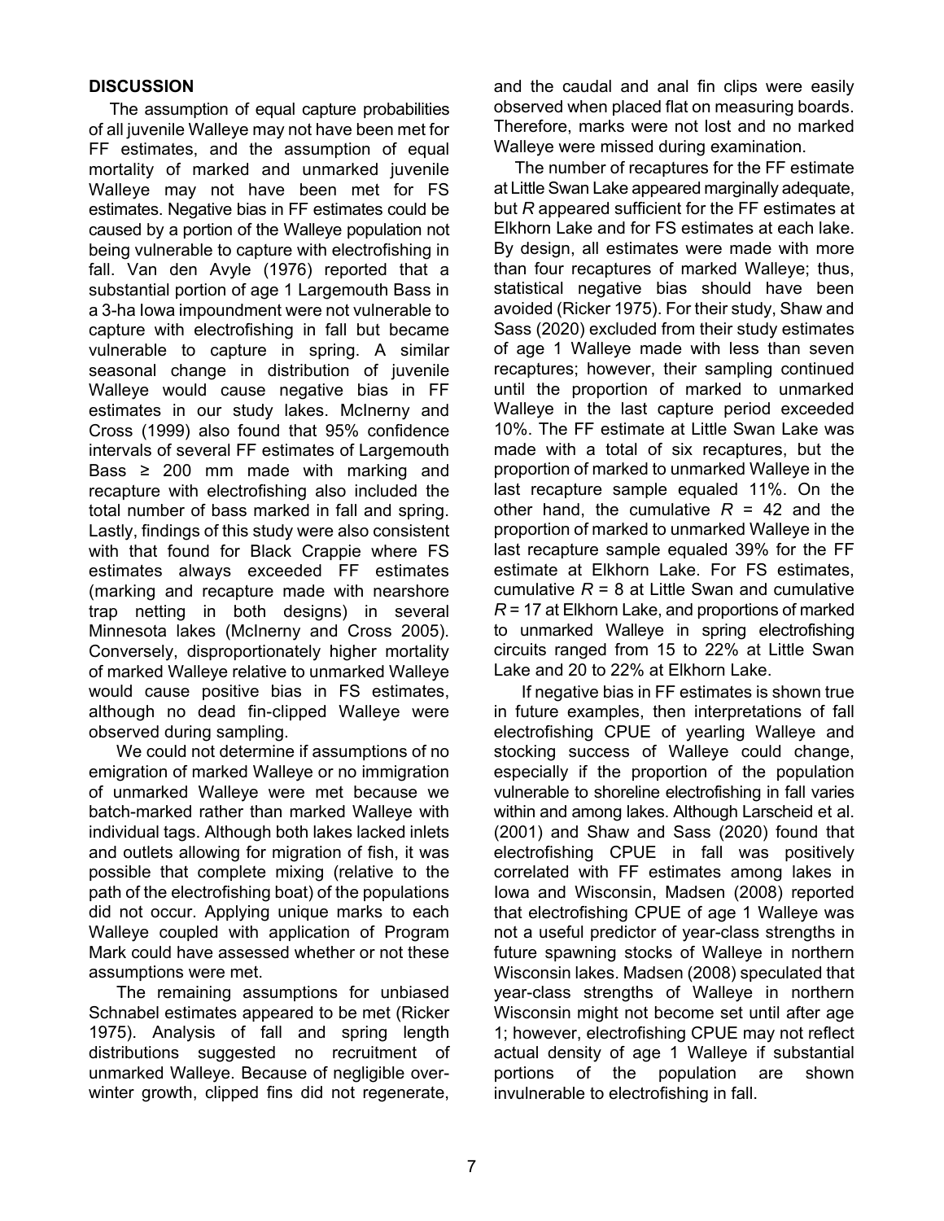## DISCUSSION

The assumption of equal capture probabilities of all juvenile Walleye may not have been met for FF estimates, and the assumption of equal mortality of marked and unmarked juvenile Walleye may not have been met for FS estimates. Negative bias in FF estimates could be caused by a portion of the Walleye population not being vulnerable to capture with electrofishing in fall. Van den Avyle (1976) reported that a substantial portion of age 1 Largemouth Bass in a 3-ha Iowa impoundment were not vulnerable to capture with electrofishing in fall but became vulnerable to capture in spring. A similar seasonal change in distribution of juvenile Walleye would cause negative bias in FF estimates in our study lakes. McInerny and Cross (1999) also found that 95% confidence intervals of several FF estimates of Largemouth Bass ≥ 200 mm made with marking and recapture with electrofishing also included the total number of bass marked in fall and spring. Lastly, findings of this study were also consistent with that found for Black Crappie where FS estimates always exceeded FF estimates (marking and recapture made with nearshore trap netting in both designs) in several Minnesota lakes (McInerny and Cross 2005). Conversely, disproportionately higher mortality of marked Walleye relative to unmarked Walleye would cause positive bias in FS estimates, although no dead fin-clipped Walleye were observed during sampling.

We could not determine if assumptions of no emigration of marked Walleye or no immigration of unmarked Walleye were met because we batch-marked rather than marked Walleye with individual tags. Although both lakes lacked inlets and outlets allowing for migration of fish, it was possible that complete mixing (relative to the path of the electrofishing boat) of the populations did not occur. Applying unique marks to each Walleye coupled with application of Program Mark could have assessed whether or not these assumptions were met.

The remaining assumptions for unbiased Schnabel estimates appeared to be met (Ricker 1975). Analysis of fall and spring length distributions suggested no recruitment of unmarked Walleye. Because of negligible over-winter growth, clipped fins did not regenerate, and the caudal and anal fin clips were easily observed when placed flat on measuring boards. Therefore, marks were not lost and no marked Walleye were missed during examination.

The number of recaptures for the FF estimate at Little Swan Lake appeared marginally adequate, but $R$ appeared sufficient for the FF estimates at Elkhorn Lake and for FS estimates at each lake. By design, all estimates were made with more than four recaptures of marked Walleye; thus, statistical negative bias should have been avoided (Ricker 1975). For their study, Shaw and Sass (2020) excluded from their study estimates of age 1 Walleye made with less than seven recaptures; however, their sampling continued until the proportion of marked to unmarked Walleye in the last capture period exceeded 10%. The FF estimate at Little Swan Lake was made with a total of six recaptures, but the proportion of marked to unmarked Walleye in the last recapture sample equaled 11%. On the other hand, the cumulative $R$ = 42 and the proportion of marked to unmarked Walleye in the last recapture sample equaled 39% for the FF estimate at Elkhorn Lake. For FS estimates, cumulative $R$ = 8 at Little Swan and cumulative $R$ = 17 at Elkhorn Lake, and proportions of marked to unmarked Walleye in spring electrofishing circuits ranged from 15 to 22% at Little Swan Lake and 20 to 22% at Elkhorn Lake.

If negative bias in FF estimates is shown true in future examples, then interpretations of fall electrofishing CPUE of yearling Walleye and stocking success of Walleye could change, especially if the proportion of the population vulnerable to shoreline electrofishing in fall varies within and among lakes. Although Larscheid et al. (2001) and Shaw and Sass (2020) found that electrofishing CPUE in fall was positively correlated with FF estimates among lakes in Iowa and Wisconsin, Madsen (2008) reported that electrofishing CPUE of age 1 Walleye was not a useful predictor of year-class strengths in future spawning stocks of Walleye in northern Wisconsin lakes. Madsen (2008) speculated that year-class strengths of Walleye in northern Wisconsin might not become set until after age 1; however, electrofishing CPUE may not reflect actual density of age 1 Walleye if substantial portions of the population are shown invulnerable to electrofishing in fall.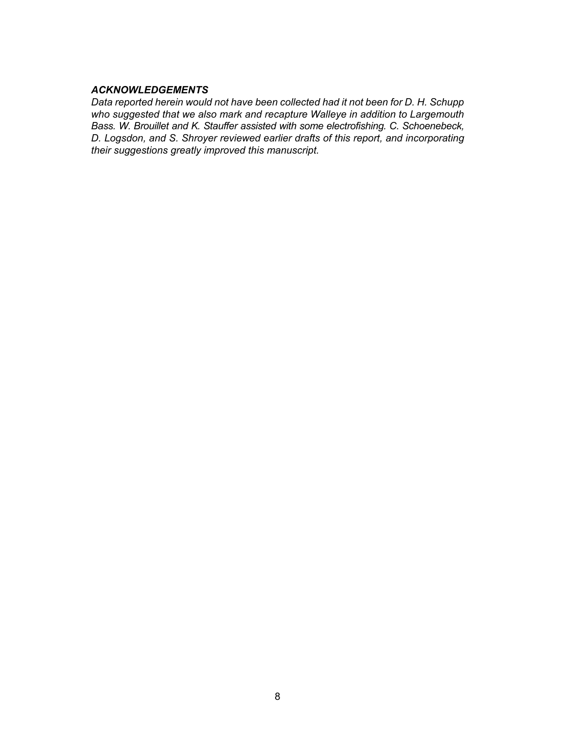## *ACKNOWLEDGEMENTS*

*Data reported herein would not have been collected had it not been for D. H. Schupp who suggested that we also mark and recapture Walleye in addition to Largemouth Bass. W. Brouillet and K. Stauffer assisted with some electrofishing. C. Schoenebeck, D. Logsdon, and S. Shroyer reviewed earlier drafts of this report, and incorporating their suggestions greatly improved this manuscript.*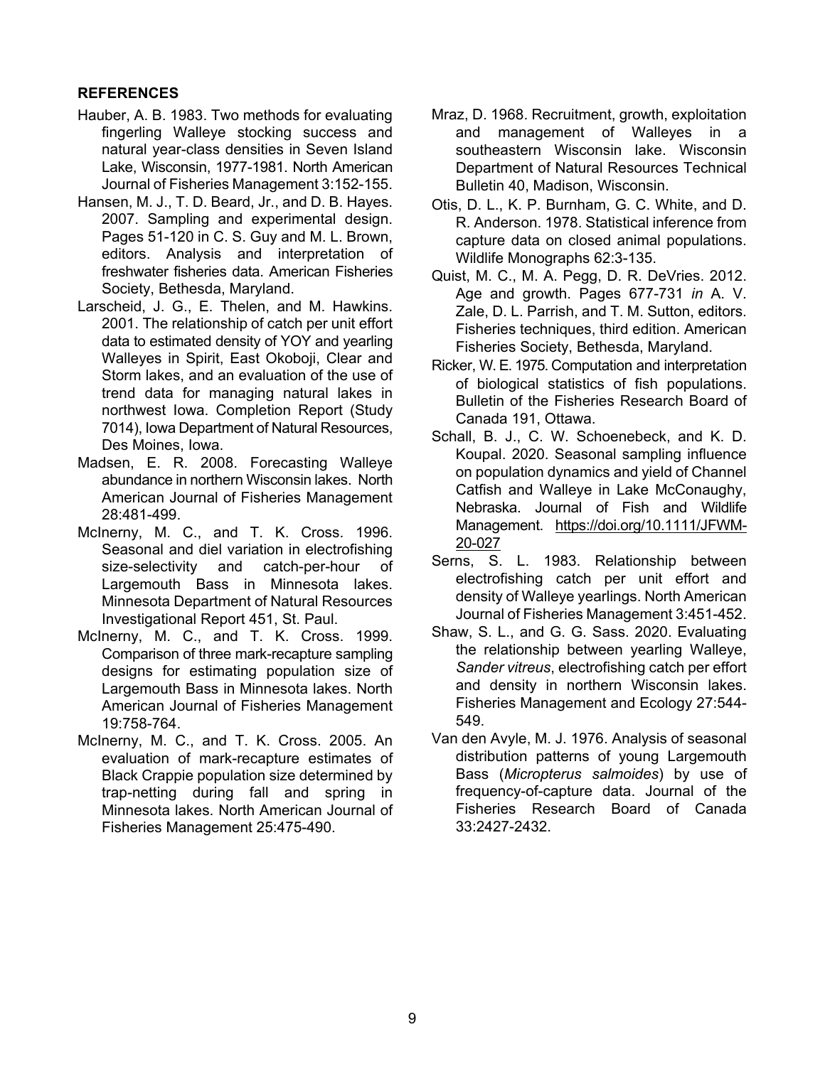## REFERENCES

Hauber, A. B. 1983. Two methods for evaluating fingerling Walleye stocking success and natural year-class densities in Seven Island Lake, Wisconsin, 1977-1981. North American Journal of Fisheries Management 3:152-155.

Hansen, M. J., T. D. Beard, Jr., and D. B. Hayes. 2007. Sampling and experimental design. Pages 51-120 in C. S. Guy and M. L. Brown, editors. Analysis and interpretation of freshwater fisheries data. American Fisheries Society, Bethesda, Maryland.

Larscheid, J. G., E. Thelen, and M. Hawkins. 2001. The relationship of catch per unit effort data to estimated density of YOY and yearling Walleyes in Spirit, East Okoboji, Clear and Storm lakes, and an evaluation of the use of trend data for managing natural lakes in northwest Iowa. Completion Report (Study 7014), Iowa Department of Natural Resources, Des Moines, Iowa.

Madsen, E. R. 2008. Forecasting Walleye abundance in northern Wisconsin lakes. North American Journal of Fisheries Management 28:481-499.

McInerny, M. C., and T. K. Cross. 1996. Seasonal and diel variation in electrofishing size-selectivity and catch-per-hour of Largemouth Bass in Minnesota lakes. Minnesota Department of Natural Resources Investigational Report 451, St. Paul.

McInerny, M. C., and T. K. Cross. 1999. Comparison of three mark-recapture sampling designs for estimating population size of Largemouth Bass in Minnesota lakes. North American Journal of Fisheries Management 19:758-764.

McInerny, M. C., and T. K. Cross. 2005. An evaluation of mark-recapture estimates of Black Crappie population size determined by trap-netting during fall and spring in Minnesota lakes. North American Journal of Fisheries Management 25:475-490.

Mraz, D. 1968. Recruitment, growth, exploitation and management of Walleyes in a southeastern Wisconsin lake. Wisconsin Department of Natural Resources Technical Bulletin 40, Madison, Wisconsin.

Otis, D. L., K. P. Burnham, G. C. White, and D. R. Anderson. 1978. Statistical inference from capture data on closed animal populations. Wildlife Monographs 62:3-135.

Quist, M. C., M. A. Pegg, D. R. DeVries. 2012. Age and growth. Pages 677-731 *in* A. V. Zale, D. L. Parrish, and T. M. Sutton, editors. Fisheries techniques, third edition. American Fisheries Society, Bethesda, Maryland.

Ricker, W. E. 1975. Computation and interpretation of biological statistics of fish populations. Bulletin of the Fisheries Research Board of Canada 191, Ottawa.

Schall, B. J., C. W. Schoenebeck, and K. D. Koupal. 2020. Seasonal sampling influence on population dynamics and yield of Channel Catfish and Walleye in Lake McConaughy, Nebraska. Journal of Fish and Wildlife Management. https://doi.org/10.1111/JFWM-20-027

Serns, S. L. 1983. Relationship between electrofishing catch per unit effort and density of Walleye yearlings. North American Journal of Fisheries Management 3:451-452.

Shaw, S. L., and G. G. Sass. 2020. Evaluating the relationship between yearling Walleye, *Sander vitreus*, electrofishing catch per effort and density in northern Wisconsin lakes. Fisheries Management and Ecology 27:544-549.

Van den Avyle, M. J. 1976. Analysis of seasonal distribution patterns of young Largemouth Bass (*Micropterus salmoides*) by use of frequency-of-capture data. Journal of the Fisheries Research Board of Canada 33:2427-2432.